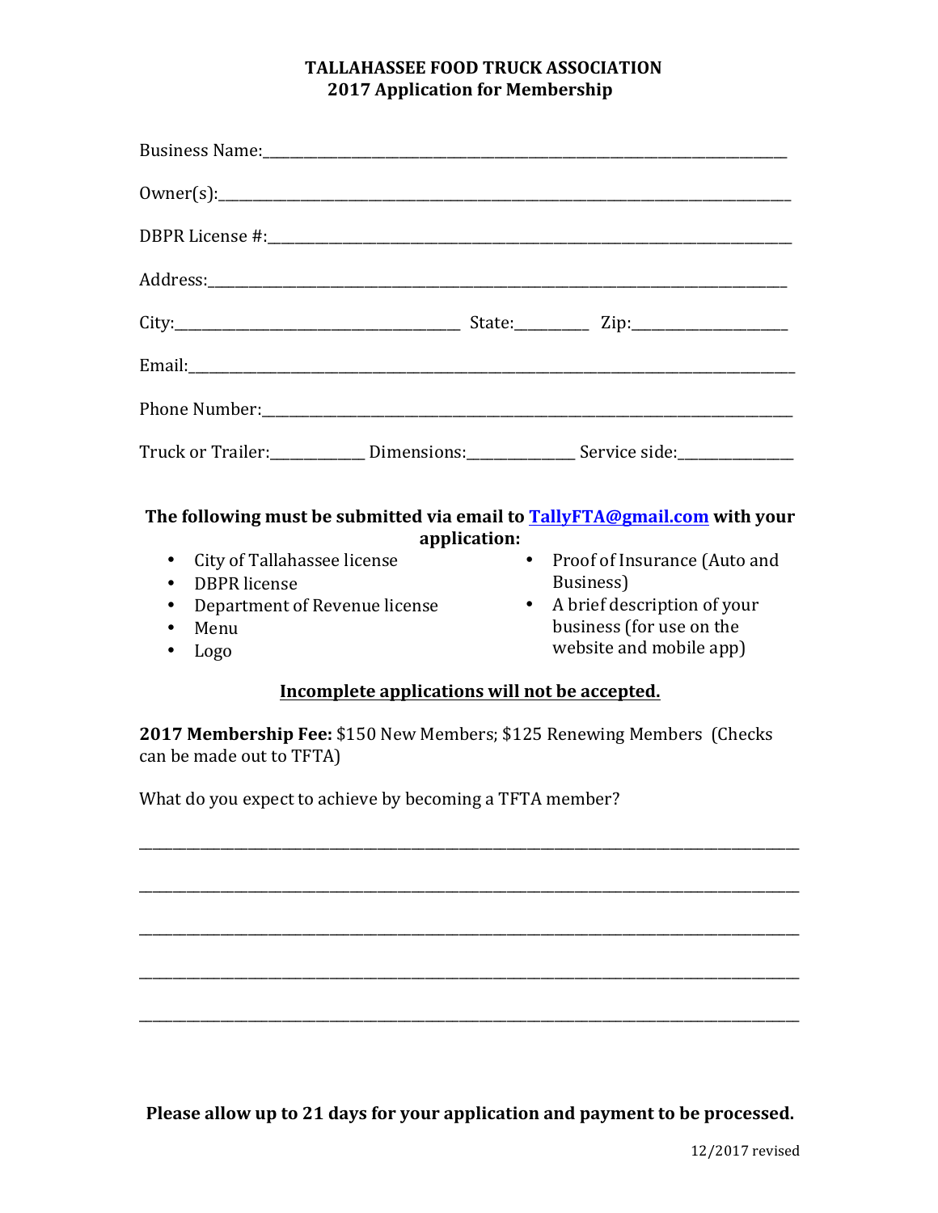# TALLAHASSEE FOOD TRUCK ASSOCIATION
## 2017 Application for Membership

Business Name:___________________________________________________________________________

Owner(s):_______________________________________________________________________________

DBPR License #:_________________________________________________________________________

Address:________________________________________________________________________________

City:_____________________________________ State:_________ Zip:____________________

Email:__________________________________________________________________________________

Phone Number:___________________________________________________________________________

Truck or Trailer:____________ Dimensions:______________ Service side:_______________

**The following must be submitted via email to [TallyFTA@gmail.com](mailto:TallyFTA@gmail.com) with your application:**

- City of Tallahassee license
- DBPR license
- Department of Revenue license
- Menu
- Logo
- Proof of Insurance (Auto and Business)
- A brief description of your business (for use on the website and mobile app)

**Incomplete applications will not be accepted.**

**2017 Membership Fee:** $150 New Members; $125 Renewing Members (Checks can be made out to TFTA)

What do you expect to achieve by becoming a TFTA member?

_________________________________________________________________________________________

_________________________________________________________________________________________

_________________________________________________________________________________________

_________________________________________________________________________________________

_________________________________________________________________________________________

**Please allow up to 21 days for your application and payment to be processed.**

12/2017 revised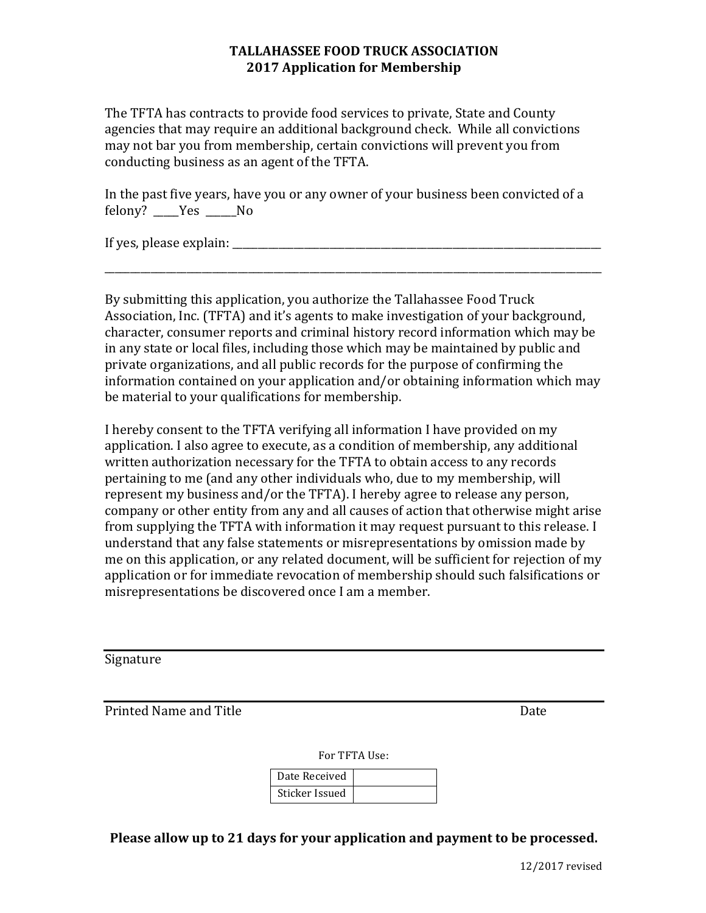## TALLAHASSEE FOOD TRUCK ASSOCIATION
## 2017 Application for Membership

The TFTA has contracts to provide food services to private, State and County agencies that may require an additional background check. While all convictions may not bar you from membership, certain convictions will prevent you from conducting business as an agent of the TFTA.

In the past five years, have you or any owner of your business been convicted of a felony? _____Yes ______No

If yes, please explain: ___________________________________________________________________

______________________________________________________________________________________

By submitting this application, you authorize the Tallahassee Food Truck Association, Inc. (TFTA) and it's agents to make investigation of your background, character, consumer reports and criminal history record information which may be in any state or local files, including those which may be maintained by public and private organizations, and all public records for the purpose of confirming the information contained on your application and/or obtaining information which may be material to your qualifications for membership.

I hereby consent to the TFTA verifying all information I have provided on my application. I also agree to execute, as a condition of membership, any additional written authorization necessary for the TFTA to obtain access to any records pertaining to me (and any other individuals who, due to my membership, will represent my business and/or the TFTA). I hereby agree to release any person, company or other entity from any and all causes of action that otherwise might arise from supplying the TFTA with information it may request pursuant to this release. I understand that any false statements or misrepresentations by omission made by me on this application, or any related document, will be sufficient for rejection of my application or for immediate revocation of membership should such falsifications or misrepresentations be discovered once I am a member.

______________________________________________________________________________________

Signature

______________________________________________________________________________________

Printed Name and Title                                                                                    Date

For TFTA Use:

| | |
|---|---|
| Date Received | |
| Sticker Issued | |

**Please allow up to 21 days for your application and payment to be processed.**

12/2017 revised